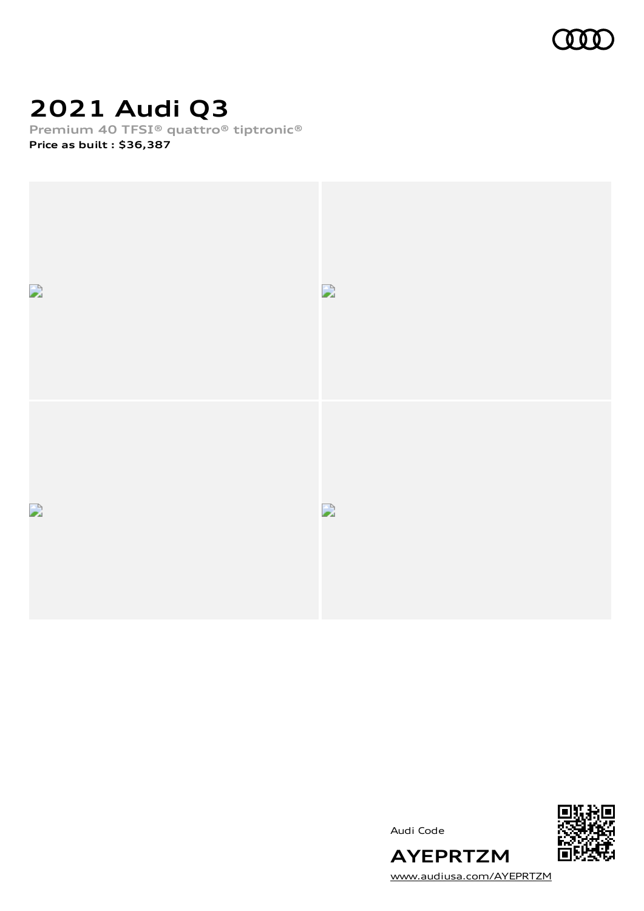# 2021 Audi Q3

**Premium 40 TFSI® quattro® tiptronic®**

**Price as built : $36,387**

Audi Code

**AYEPRTZM**

www.audiusa.com/AYEPRTZM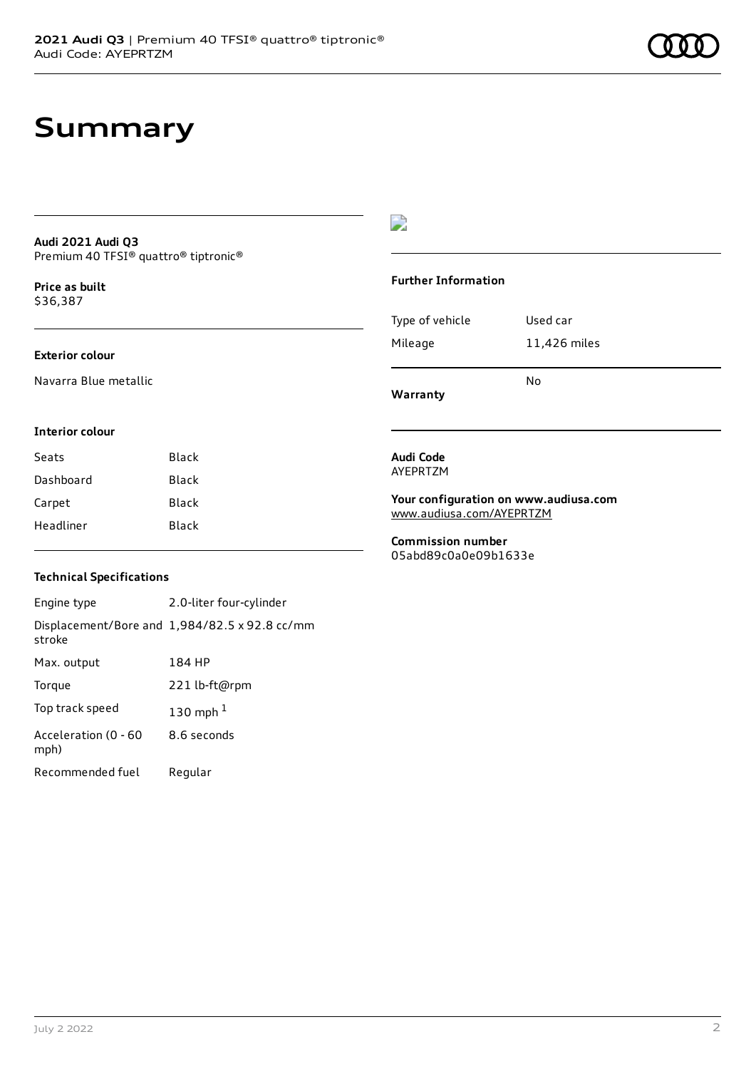# Summary

**Audi 2021 Audi Q3**
Premium 40 TFSI® quattro® tiptronic®

**Price as built**
$36,387

**Exterior colour**

Navarra Blue metallic

**Interior colour**

| Seats | Black |
|---|---|
| Dashboard | Black |
| Carpet | Black |
| Headliner | Black |

**Technical Specifications**

| Engine type | 2.0-liter four-cylinder |
|---|---|
| Displacement/Bore and stroke | 1,984/82.5 x 92.8 cc/mm |
| Max. output | 184 HP |
| Torque | 221 lb-ft@rpm |
| Top track speed | 130 mph [1] |
| Acceleration (0 - 60 mph) | 8.6 seconds |
| Recommended fuel | Regular |

**Further Information**

| Type of vehicle | Used car |
|---|---|
| Mileage | 11,426 miles |
| **Warranty** | No |

**Audi Code**
AYEPRTZM

**Your configuration on www.audiusa.com**
www.audiusa.com/AYEPRTZM

**Commission number**
05abd89c0a0e09b1633e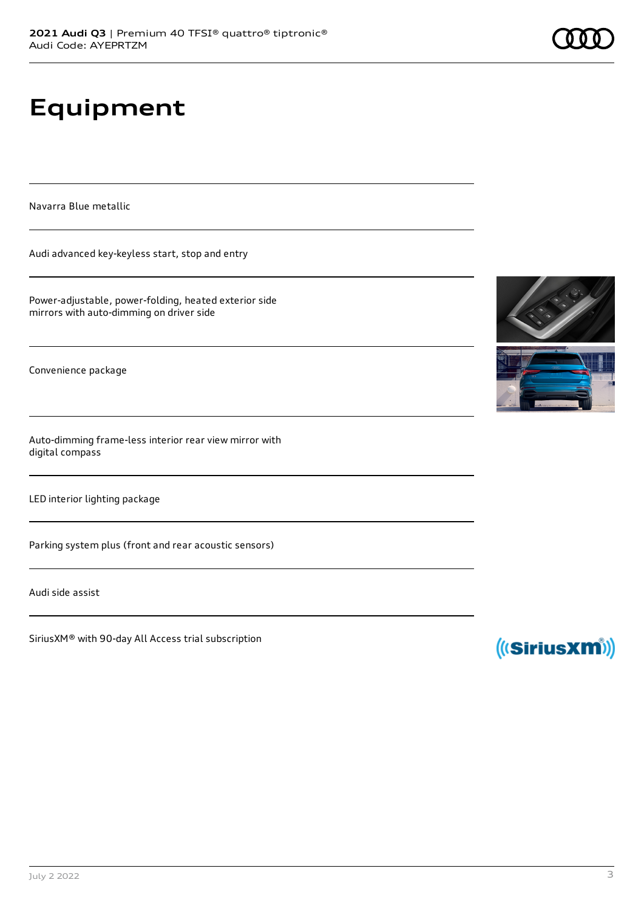# Equipment

Navarra Blue metallic

Audi advanced key-keyless start, stop and entry

Power-adjustable, power-folding, heated exterior side mirrors with auto-dimming on driver side

Convenience package

Auto-dimming frame-less interior rear view mirror with digital compass

LED interior lighting package

Parking system plus (front and rear acoustic sensors)

Audi side assist

SiriusXM® with 90-day All Access trial subscription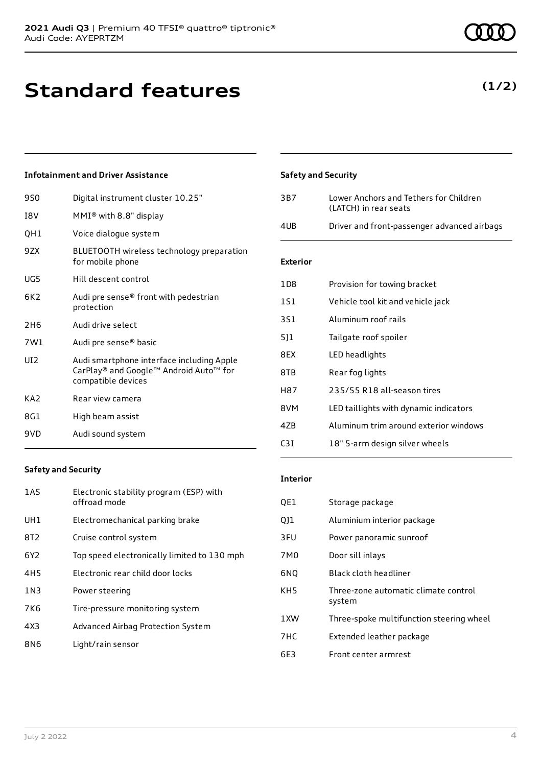# Standard features

**(1/2)**

### Infotainment and Driver Assistance

| | |
|---|---|
| 9S0 | Digital instrument cluster 10.25" |
| I8V | MMI® with 8.8" display |
| QH1 | Voice dialogue system |
| 9ZX | BLUETOOTH wireless technology preparation for mobile phone |
| UG5 | Hill descent control |
| 6K2 | Audi pre sense® front with pedestrian protection |
| 2H6 | Audi drive select |
| 7W1 | Audi pre sense® basic |
| UI2 | Audi smartphone interface including Apple CarPlay® and Google™ Android Auto™ for compatible devices |
| KA2 | Rear view camera |
| 8G1 | High beam assist |
| 9VD | Audi sound system |

### Safety and Security

| | |
|---|---|
| 1AS | Electronic stability program (ESP) with offroad mode |
| UH1 | Electromechanical parking brake |
| 8T2 | Cruise control system |
| 6Y2 | Top speed electronically limited to 130 mph |
| 4H5 | Electronic rear child door locks |
| 1N3 | Power steering |
| 7K6 | Tire-pressure monitoring system |
| 4X3 | Advanced Airbag Protection System |
| 8N6 | Light/rain sensor |
| 3B7 | Lower Anchors and Tethers for Children (LATCH) in rear seats |
| 4UB | Driver and front-passenger advanced airbags |

### Exterior

| | |
|---|---|
| 1D8 | Provision for towing bracket |
| 1S1 | Vehicle tool kit and vehicle jack |
| 3S1 | Aluminum roof rails |
| 5J1 | Tailgate roof spoiler |
| 8EX | LED headlights |
| 8TB | Rear fog lights |
| H87 | 235/55 R18 all-season tires |
| 8VM | LED taillights with dynamic indicators |
| 4ZB | Aluminum trim around exterior windows |
| C3I | 18" 5-arm design silver wheels |

### Interior

| | |
|---|---|
| QE1 | Storage package |
| QJ1 | Aluminium interior package |
| 3FU | Power panoramic sunroof |
| 7M0 | Door sill inlays |
| 6NQ | Black cloth headliner |
| KH5 | Three-zone automatic climate control system |
| 1XW | Three-spoke multifunction steering wheel |
| 7HC | Extended leather package |
| 6E3 | Front center armrest |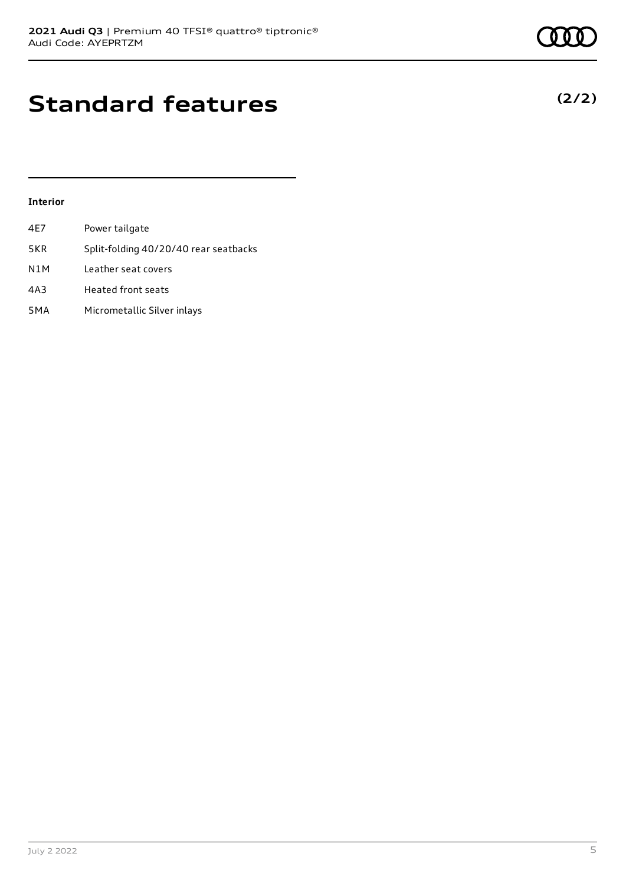# Standard features

**(2/2)**

### Interior

| | |
|---|---|
| 4E7 | Power tailgate |
| 5KR | Split-folding 40/20/40 rear seatbacks |
| N1M | Leather seat covers |
| 4A3 | Heated front seats |
| 5MA | Micrometallic Silver inlays |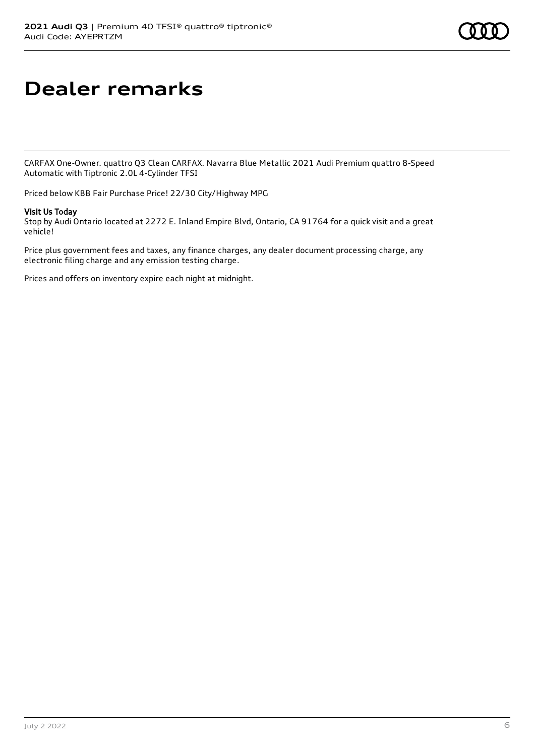# Dealer remarks

CARFAX One-Owner. quattro Q3 Clean CARFAX. Navarra Blue Metallic 2021 Audi Premium quattro 8-Speed Automatic with Tiptronic 2.0L 4-Cylinder TFSI

Priced below KBB Fair Purchase Price! 22/30 City/Highway MPG

**Visit Us Today**
Stop by Audi Ontario located at 2272 E. Inland Empire Blvd, Ontario, CA 91764 for a quick visit and a great vehicle!

Price plus government fees and taxes, any finance charges, any dealer document processing charge, any electronic filing charge and any emission testing charge.

Prices and offers on inventory expire each night at midnight.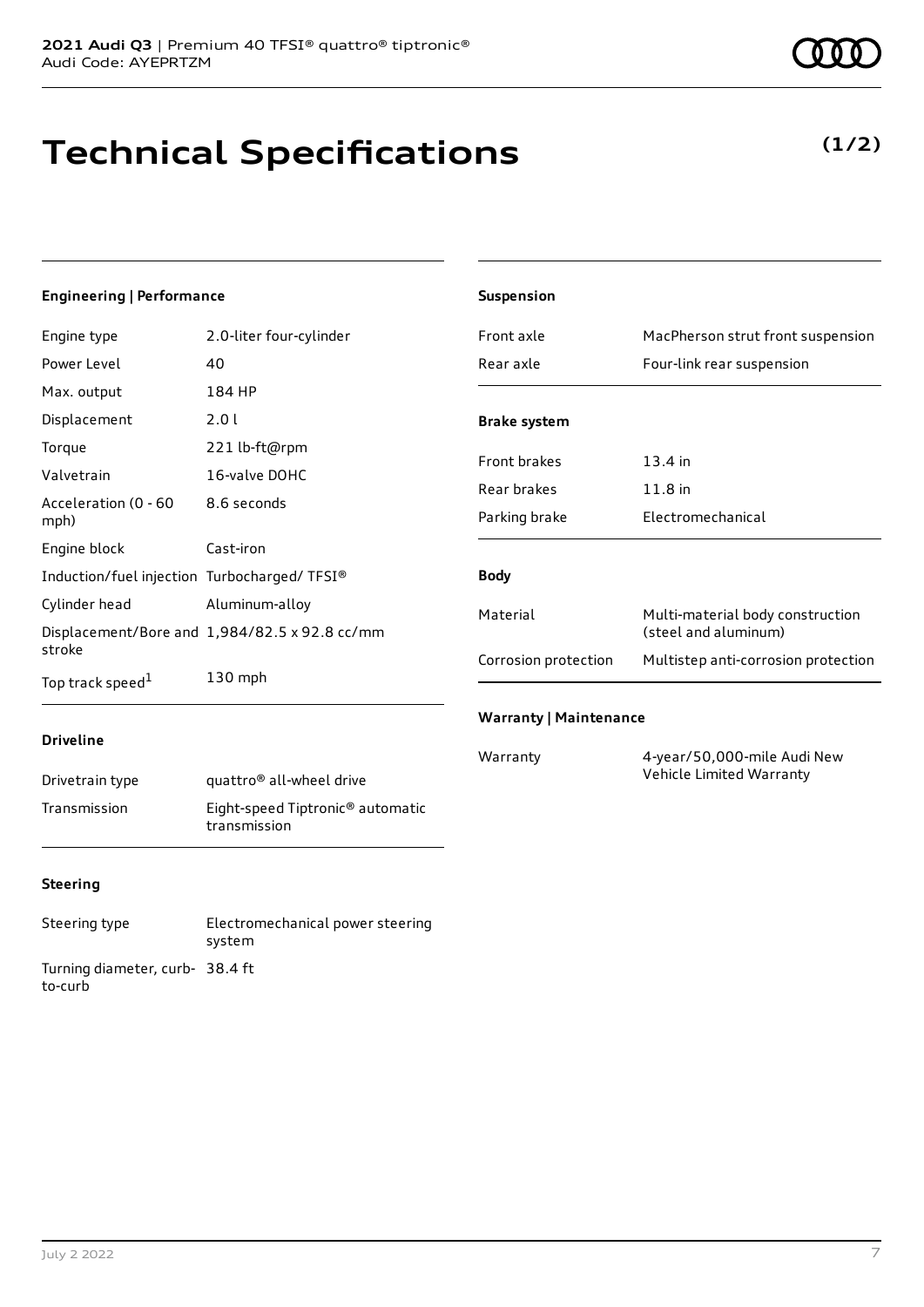# Technical Specifications

**(1/2)**

### Engineering | Performance

| | |
|---|---|
| Engine type | 2.0-liter four-cylinder |
| Power Level | 40 |
| Max. output | 184 HP |
| Displacement | 2.0 l |
| Torque | 221 lb-ft@rpm |
| Valvetrain | 16-valve DOHC |
| Acceleration (0 - 60 mph) | 8.6 seconds |
| Engine block | Cast-iron |
| Induction/fuel injection | Turbocharged/ TFSI® |
| Cylinder head | Aluminum-alloy |
| Displacement/Bore and stroke | 1,984/82.5 x 92.8 cc/mm |
| Top track speed[1] | 130 mph |

### Driveline

| | |
|---|---|
| Drivetrain type | quattro® all-wheel drive |
| Transmission | Eight-speed Tiptronic® automatic transmission |

### Steering

| | |
|---|---|
| Steering type | Electromechanical power steering system |
| Turning diameter, curb-to-curb | 38.4 ft |

### Suspension

| | |
|---|---|
| Front axle | MacPherson strut front suspension |
| Rear axle | Four-link rear suspension |

### Brake system

| | |
|---|---|
| Front brakes | 13.4 in |
| Rear brakes | 11.8 in |
| Parking brake | Electromechanical |

### Body

| | |
|---|---|
| Material | Multi-material body construction (steel and aluminum) |
| Corrosion protection | Multistep anti-corrosion protection |

### Warranty | Maintenance

| | |
|---|---|
| Warranty | 4-year/50,000-mile Audi New Vehicle Limited Warranty |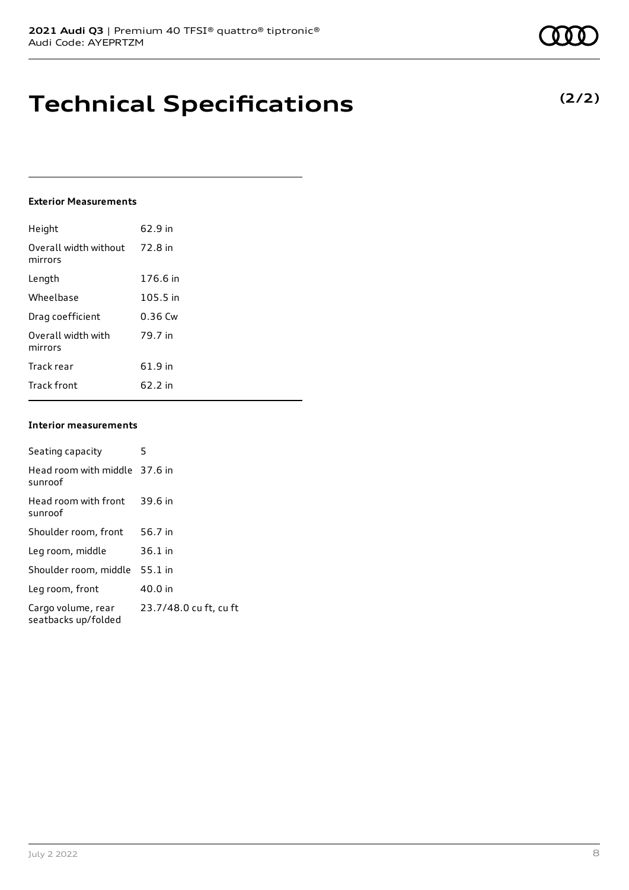# Technical Specifications

**(2/2)**

### Exterior Measurements

| | |
|---|---|
| Height | 62.9 in |
| Overall width without mirrors | 72.8 in |
| Length | 176.6 in |
| Wheelbase | 105.5 in |
| Drag coefficient | 0.36 Cw |
| Overall width with mirrors | 79.7 in |
| Track rear | 61.9 in |
| Track front | 62.2 in |

### Interior measurements

| | |
|---|---|
| Seating capacity | 5 |
| Head room with middle sunroof | 37.6 in |
| Head room with front sunroof | 39.6 in |
| Shoulder room, front | 56.7 in |
| Leg room, middle | 36.1 in |
| Shoulder room, middle | 55.1 in |
| Leg room, front | 40.0 in |
| Cargo volume, rear seatbacks up/folded | 23.7/48.0 cu ft, cu ft |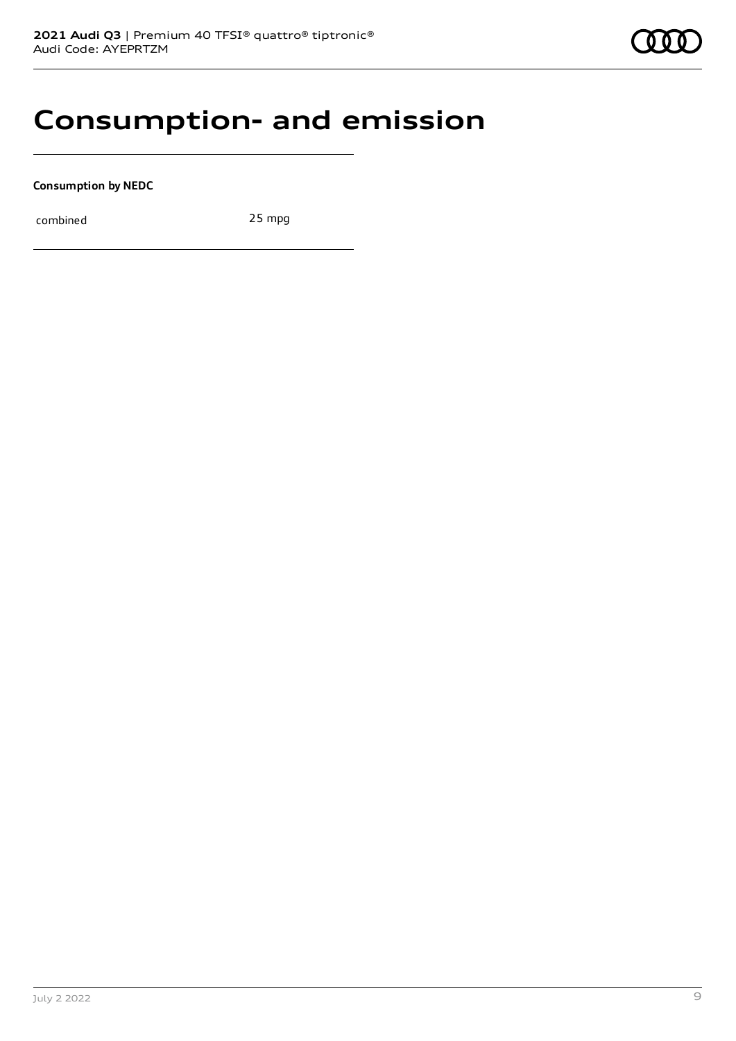# Consumption- and emission

**Consumption by NEDC**

| combined | 25 mpg |
| --- | --- |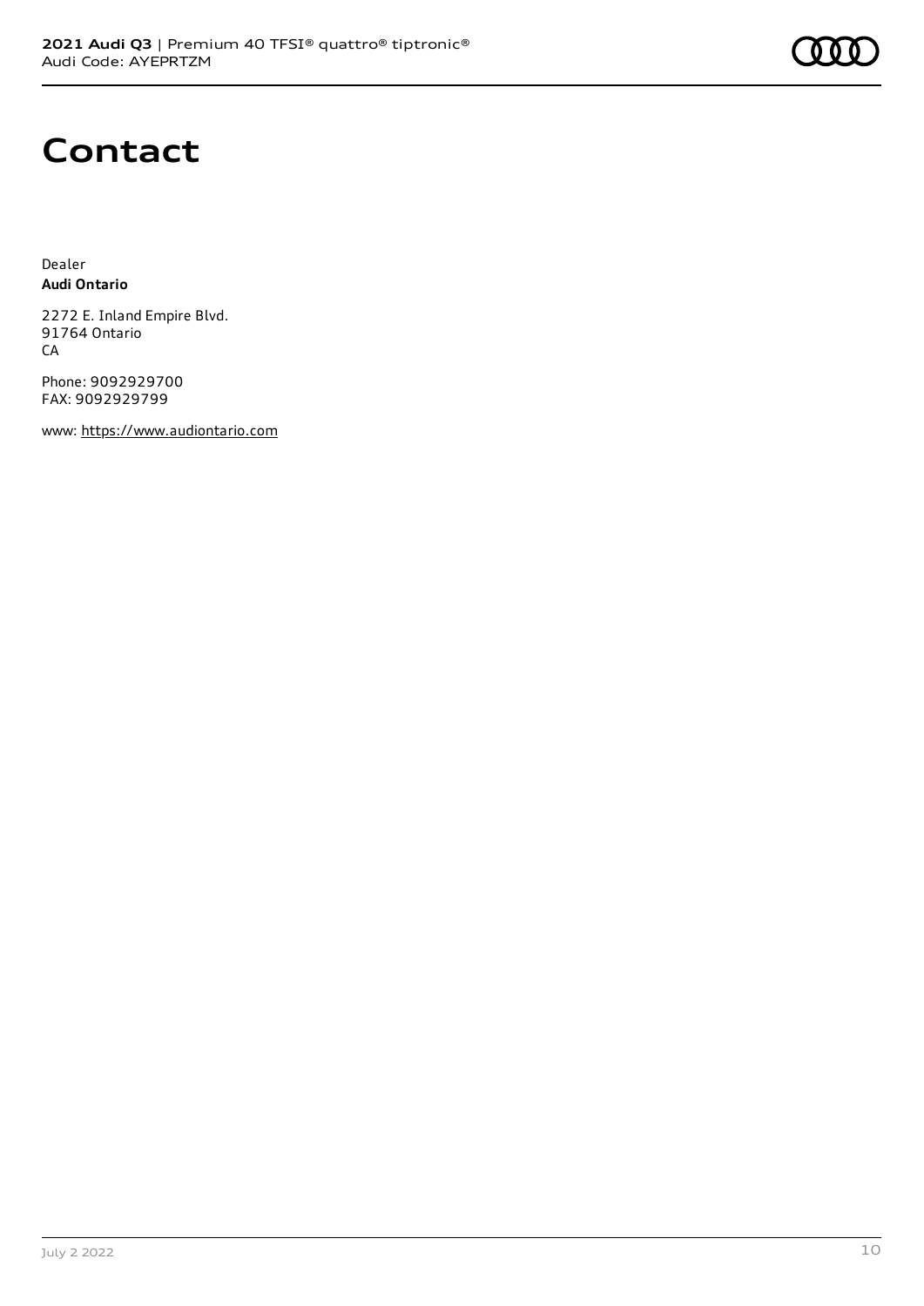# Contact

Dealer
**Audi Ontario**

2272 E. Inland Empire Blvd.
91764 Ontario
CA

Phone: 9092929700
FAX: 9092929799

www: https://www.audiontario.com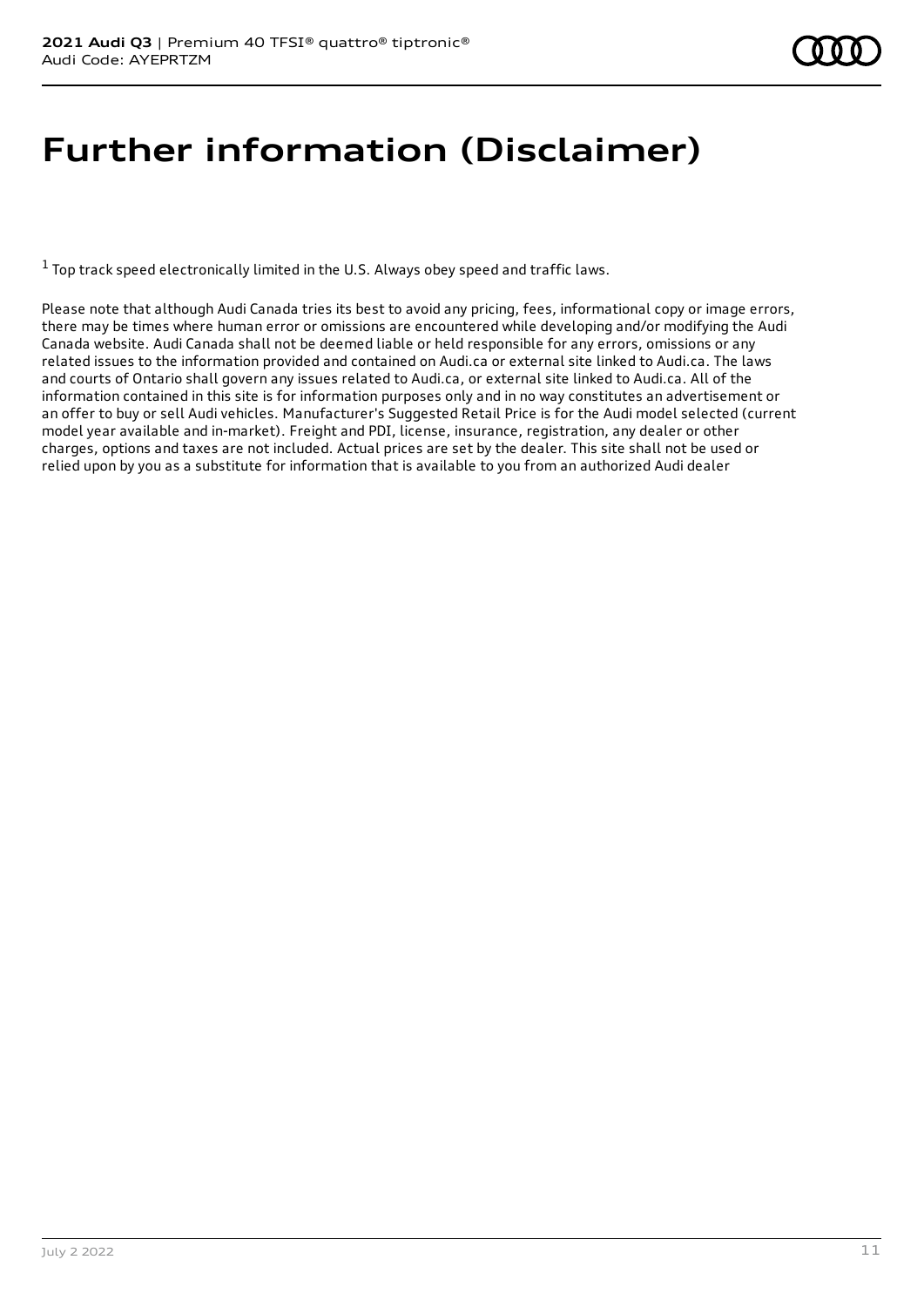# Further information (Disclaimer)

[1] Top track speed electronically limited in the U.S. Always obey speed and traffic laws.

Please note that although Audi Canada tries its best to avoid any pricing, fees, informational copy or image errors, there may be times where human error or omissions are encountered while developing and/or modifying the Audi Canada website. Audi Canada shall not be deemed liable or held responsible for any errors, omissions or any related issues to the information provided and contained on Audi.ca or external site linked to Audi.ca. The laws and courts of Ontario shall govern any issues related to Audi.ca, or external site linked to Audi.ca. All of the information contained in this site is for information purposes only and in no way constitutes an advertisement or an offer to buy or sell Audi vehicles. Manufacturer's Suggested Retail Price is for the Audi model selected (current model year available and in-market). Freight and PDI, license, insurance, registration, any dealer or other charges, options and taxes are not included. Actual prices are set by the dealer. This site shall not be used or relied upon by you as a substitute for information that is available to you from an authorized Audi dealer